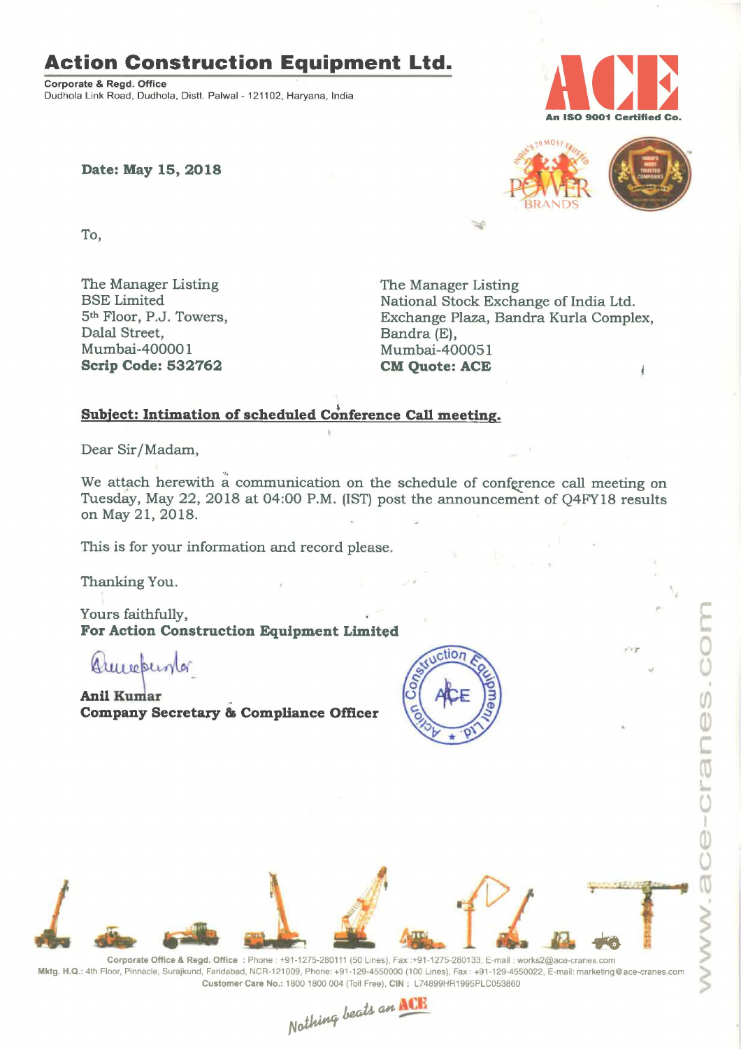# Action Construction Equipment Ltd.

**Corporate & Regd. Office**
Dudhola Link Road, Dudhola, Distt. Palwal - 121102, Haryana, India

ACE
An ISO 9001 Certified Co.

**Date: May 15, 2018**

To,

The Manager Listing
BSE Limited
5th Floor, P.J. Towers,
Dalal Street,
Mumbai-400001
**Scrip Code: 532762**

The Manager Listing
National Stock Exchange of India Ltd.
Exchange Plaza, Bandra Kurla Complex,
Bandra (E),
Mumbai-400051
**CM Quote: ACE**

**Subject: Intimation of scheduled Conference Call meeting.**

Dear Sir/Madam,

We attach herewith a communication on the schedule of conference call meeting on Tuesday, May 22, 2018 at 04:00 P.M. (IST) post the announcement of Q4FY18 results on May 21, 2018.

This is for your information and record please.

Thanking You.

Yours faithfully,
**For Action Construction Equipment Limited**

**Anil Kumar**
**Company Secretary & Compliance Officer**

Corporate Office & Regd. Office : Phone : +91-1275-280111 (50 Lines), Fax :+91-1275-280133, E-mail : works2@ace-cranes.com
Mktg. H.Q.: 4th Floor, Pinnacle, Surajkund, Faridabad, NCR-121009, Phone: +91-129-4550000 (100 Lines), Fax : +91-129-4550022, E-mail: marketing@ace-cranes.com
Customer Care No.: 1800 1800 004 (Toll Free), CIN : L74899HR1995PLC053860

*Nothing beats an ACE*

www.ace-cranes.com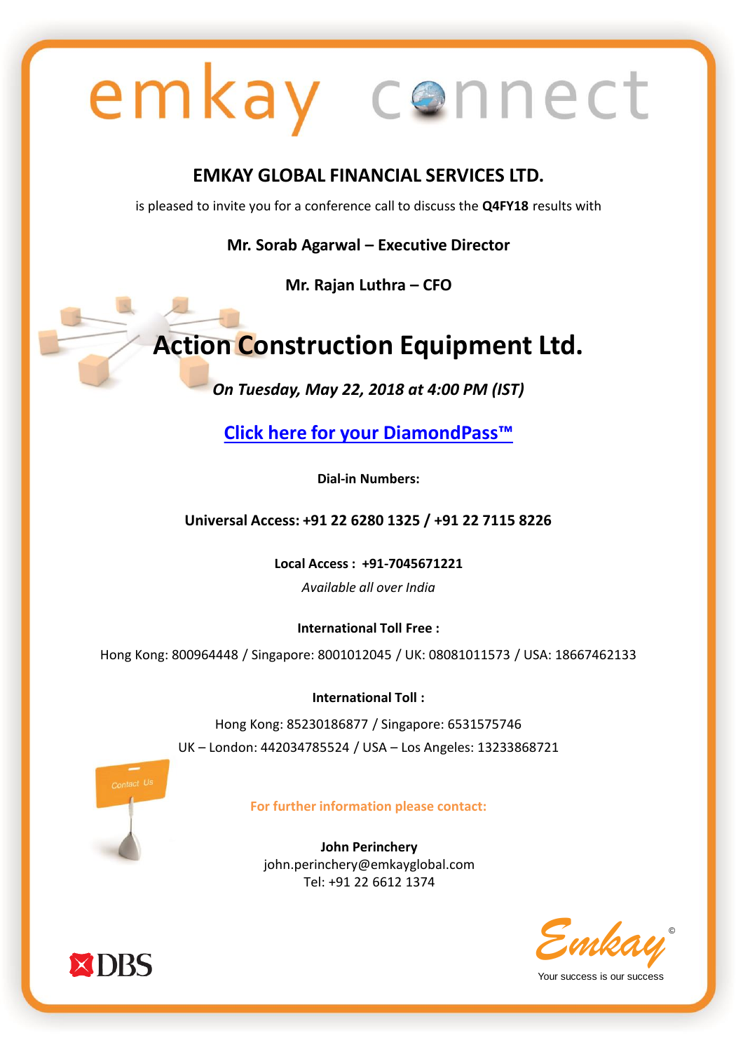# emkay connect

## EMKAY GLOBAL FINANCIAL SERVICES LTD.

is pleased to invite you for a conference call to discuss the **Q4FY18** results with

**Mr. Sorab Agarwal – Executive Director**

**Mr. Rajan Luthra – CFO**

# Action Construction Equipment Ltd.

***On Tuesday, May 22, 2018 at 4:00 PM (IST)***

**Click here for your DiamondPass™**

**Dial-in Numbers:**

**Universal Access: +91 22 6280 1325 / +91 22 7115 8226**

**Local Access : +91-7045671221**

*Available all over India*

**International Toll Free :**

Hong Kong: 800964448 / Singapore: 8001012045 / UK: 08081011573 / USA: 18667462133

**International Toll :**

Hong Kong: 85230186877 / Singapore: 6531575746

UK – London: 442034785524 / USA – Los Angeles: 13233868721

Contact Us

For further information please contact:

**John Perinchery**
john.perinchery@emkayglobal.com
Tel: +91 22 6612 1374

DBS

Emkay©
Your success is our success